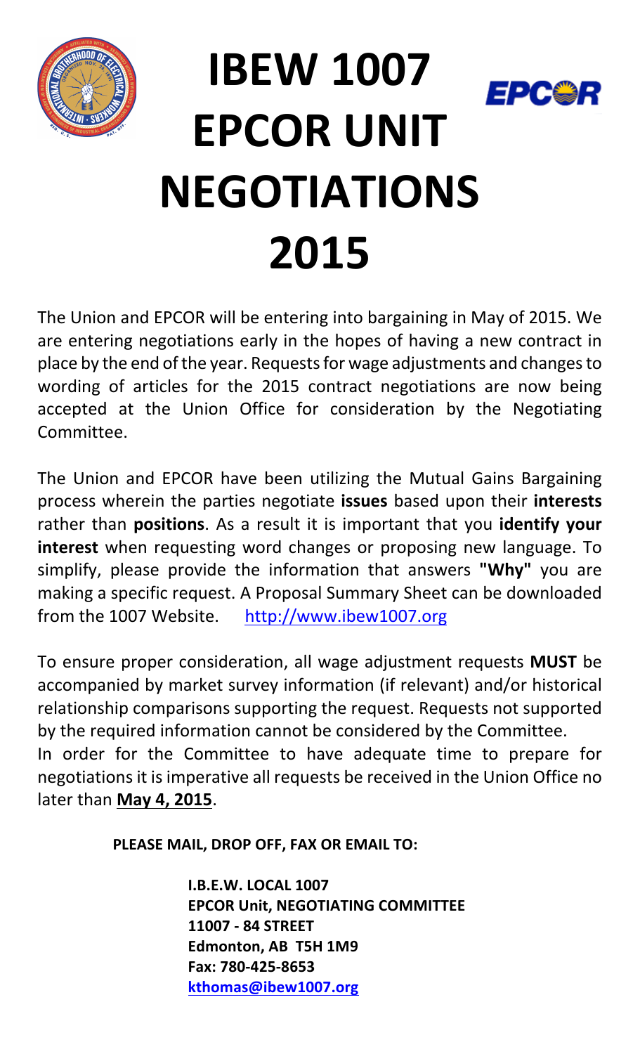# IBEW 1007 EPCOR UNIT NEGOTIATIONS 2015

The Union and EPCOR will be entering into bargaining in May of 2015. We are entering negotiations early in the hopes of having a new contract in place by the end of the year. Requests for wage adjustments and changes to wording of articles for the 2015 contract negotiations are now being accepted at the Union Office for consideration by the Negotiating Committee.

The Union and EPCOR have been utilizing the Mutual Gains Bargaining process wherein the parties negotiate **issues** based upon their **interests** rather than **positions**. As a result it is important that you **identify your interest** when requesting word changes or proposing new language. To simplify, please provide the information that answers **"Why"** you are making a specific request. A Proposal Summary Sheet can be downloaded from the 1007 Website. http://www.ibew1007.org

To ensure proper consideration, all wage adjustment requests **MUST** be accompanied by market survey information (if relevant) and/or historical relationship comparisons supporting the request. Requests not supported by the required information cannot be considered by the Committee.

In order for the Committee to have adequate time to prepare for negotiations it is imperative all requests be received in the Union Office no later than **May 4, 2015**.

**PLEASE MAIL, DROP OFF, FAX OR EMAIL TO:**

**I.B.E.W. LOCAL 1007**
**EPCOR Unit, NEGOTIATING COMMITTEE**
**11007 - 84 STREET**
**Edmonton, AB T5H 1M9**
**Fax: 780-425-8653**
**kthomas@ibew1007.org**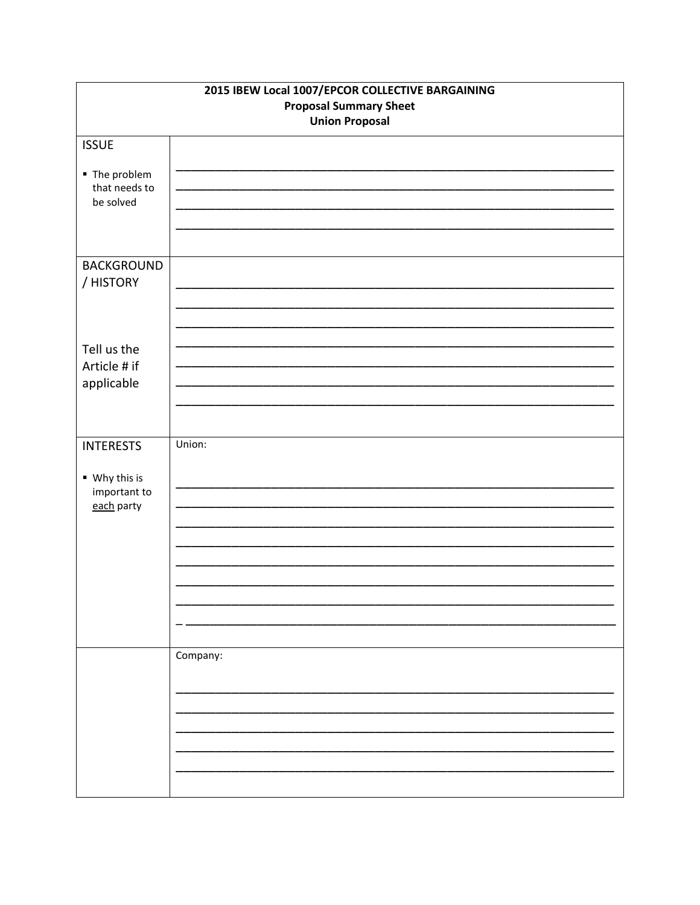| 2015 IBEW Local 1007/EPCOR COLLECTIVE BARGAINING<br>Proposal Summary Sheet<br>Union Proposal | |
|---|---|
| ISSUE<br>▪ The problem that needs to be solved | |
| BACKGROUND / HISTORY<br><br>Tell us the Article # if applicable | |
| INTERESTS<br>▪ Why this is important to <u>each</u> party | Union: |
| | Company: |